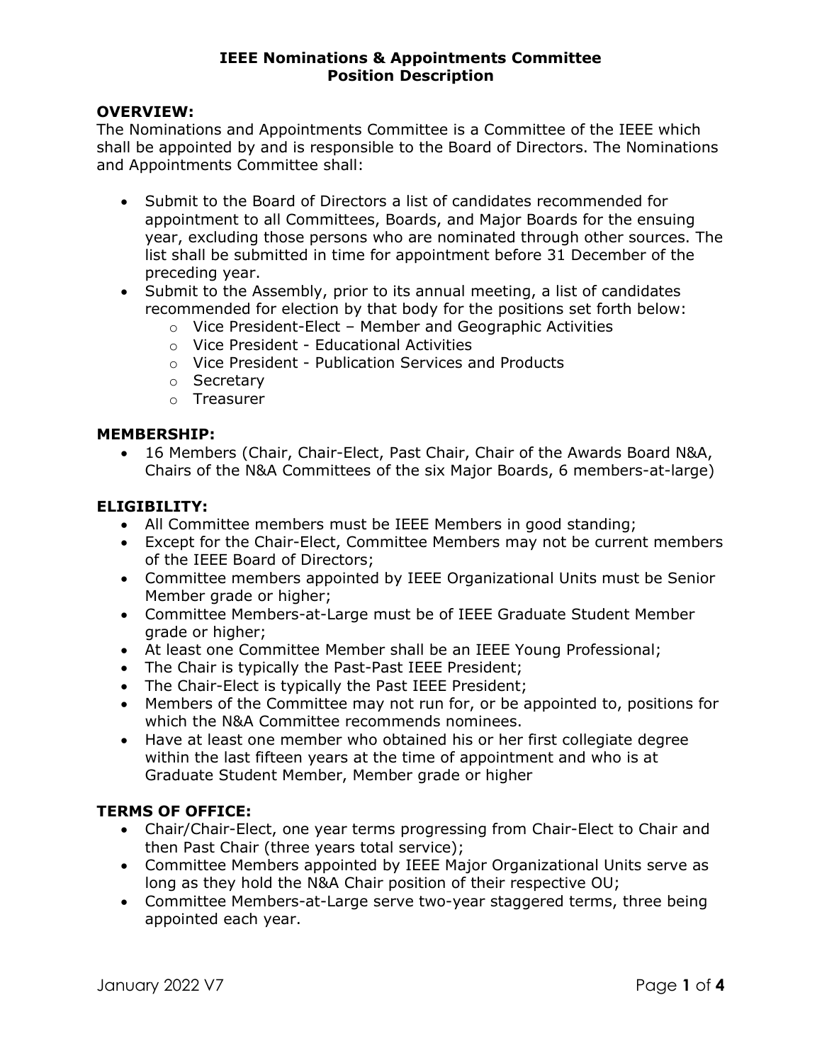# IEEE Nominations & Appointments Committee
## Position Description

**OVERVIEW:**

The Nominations and Appointments Committee is a Committee of the IEEE which shall be appointed by and is responsible to the Board of Directors. The Nominations and Appointments Committee shall:

- Submit to the Board of Directors a list of candidates recommended for appointment to all Committees, Boards, and Major Boards for the ensuing year, excluding those persons who are nominated through other sources. The list shall be submitted in time for appointment before 31 December of the preceding year.
- Submit to the Assembly, prior to its annual meeting, a list of candidates recommended for election by that body for the positions set forth below:
  - Vice President-Elect – Member and Geographic Activities
  - Vice President - Educational Activities
  - Vice President - Publication Services and Products
  - Secretary
  - Treasurer

**MEMBERSHIP:**

- 16 Members (Chair, Chair-Elect, Past Chair, Chair of the Awards Board N&A, Chairs of the N&A Committees of the six Major Boards, 6 members-at-large)

**ELIGIBILITY:**

- All Committee members must be IEEE Members in good standing;
- Except for the Chair-Elect, Committee Members may not be current members of the IEEE Board of Directors;
- Committee members appointed by IEEE Organizational Units must be Senior Member grade or higher;
- Committee Members-at-Large must be of IEEE Graduate Student Member grade or higher;
- At least one Committee Member shall be an IEEE Young Professional;
- The Chair is typically the Past-Past IEEE President;
- The Chair-Elect is typically the Past IEEE President;
- Members of the Committee may not run for, or be appointed to, positions for which the N&A Committee recommends nominees.
- Have at least one member who obtained his or her first collegiate degree within the last fifteen years at the time of appointment and who is at Graduate Student Member, Member grade or higher

**TERMS OF OFFICE:**

- Chair/Chair-Elect, one year terms progressing from Chair-Elect to Chair and then Past Chair (three years total service);
- Committee Members appointed by IEEE Major Organizational Units serve as long as they hold the N&A Chair position of their respective OU;
- Committee Members-at-Large serve two-year staggered terms, three being appointed each year.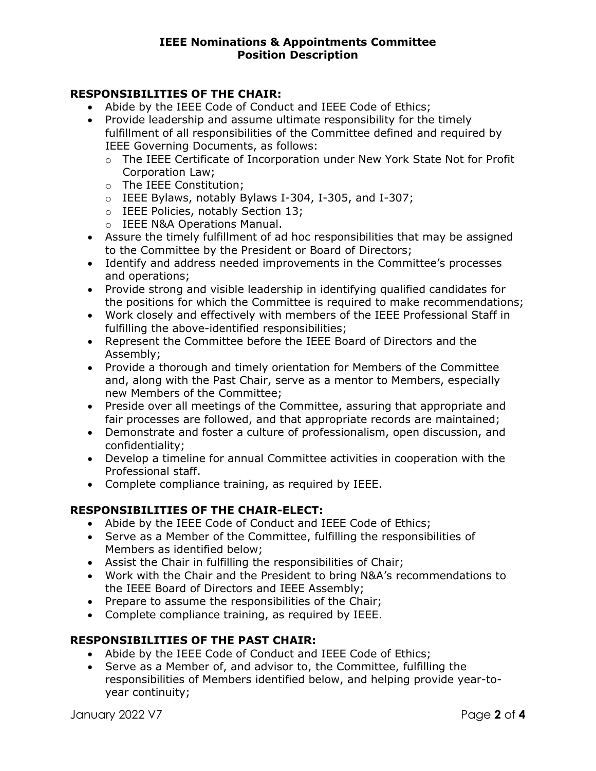# IEEE Nominations & Appointments Committee
## Position Description

### RESPONSIBILITIES OF THE CHAIR:

- Abide by the IEEE Code of Conduct and IEEE Code of Ethics;
- Provide leadership and assume ultimate responsibility for the timely fulfillment of all responsibilities of the Committee defined and required by IEEE Governing Documents, as follows:
  - The IEEE Certificate of Incorporation under New York State Not for Profit Corporation Law;
  - The IEEE Constitution;
  - IEEE Bylaws, notably Bylaws I-304, I-305, and I-307;
  - IEEE Policies, notably Section 13;
  - IEEE N&A Operations Manual.
- Assure the timely fulfillment of ad hoc responsibilities that may be assigned to the Committee by the President or Board of Directors;
- Identify and address needed improvements in the Committee's processes and operations;
- Provide strong and visible leadership in identifying qualified candidates for the positions for which the Committee is required to make recommendations;
- Work closely and effectively with members of the IEEE Professional Staff in fulfilling the above-identified responsibilities;
- Represent the Committee before the IEEE Board of Directors and the Assembly;
- Provide a thorough and timely orientation for Members of the Committee and, along with the Past Chair, serve as a mentor to Members, especially new Members of the Committee;
- Preside over all meetings of the Committee, assuring that appropriate and fair processes are followed, and that appropriate records are maintained;
- Demonstrate and foster a culture of professionalism, open discussion, and confidentiality;
- Develop a timeline for annual Committee activities in cooperation with the Professional staff.
- Complete compliance training, as required by IEEE.

### RESPONSIBILITIES OF THE CHAIR-ELECT:

- Abide by the IEEE Code of Conduct and IEEE Code of Ethics;
- Serve as a Member of the Committee, fulfilling the responsibilities of Members as identified below;
- Assist the Chair in fulfilling the responsibilities of Chair;
- Work with the Chair and the President to bring N&A's recommendations to the IEEE Board of Directors and IEEE Assembly;
- Prepare to assume the responsibilities of the Chair;
- Complete compliance training, as required by IEEE.

### RESPONSIBILITIES OF THE PAST CHAIR:

- Abide by the IEEE Code of Conduct and IEEE Code of Ethics;
- Serve as a Member of, and advisor to, the Committee, fulfilling the responsibilities of Members identified below, and helping provide year-to-year continuity;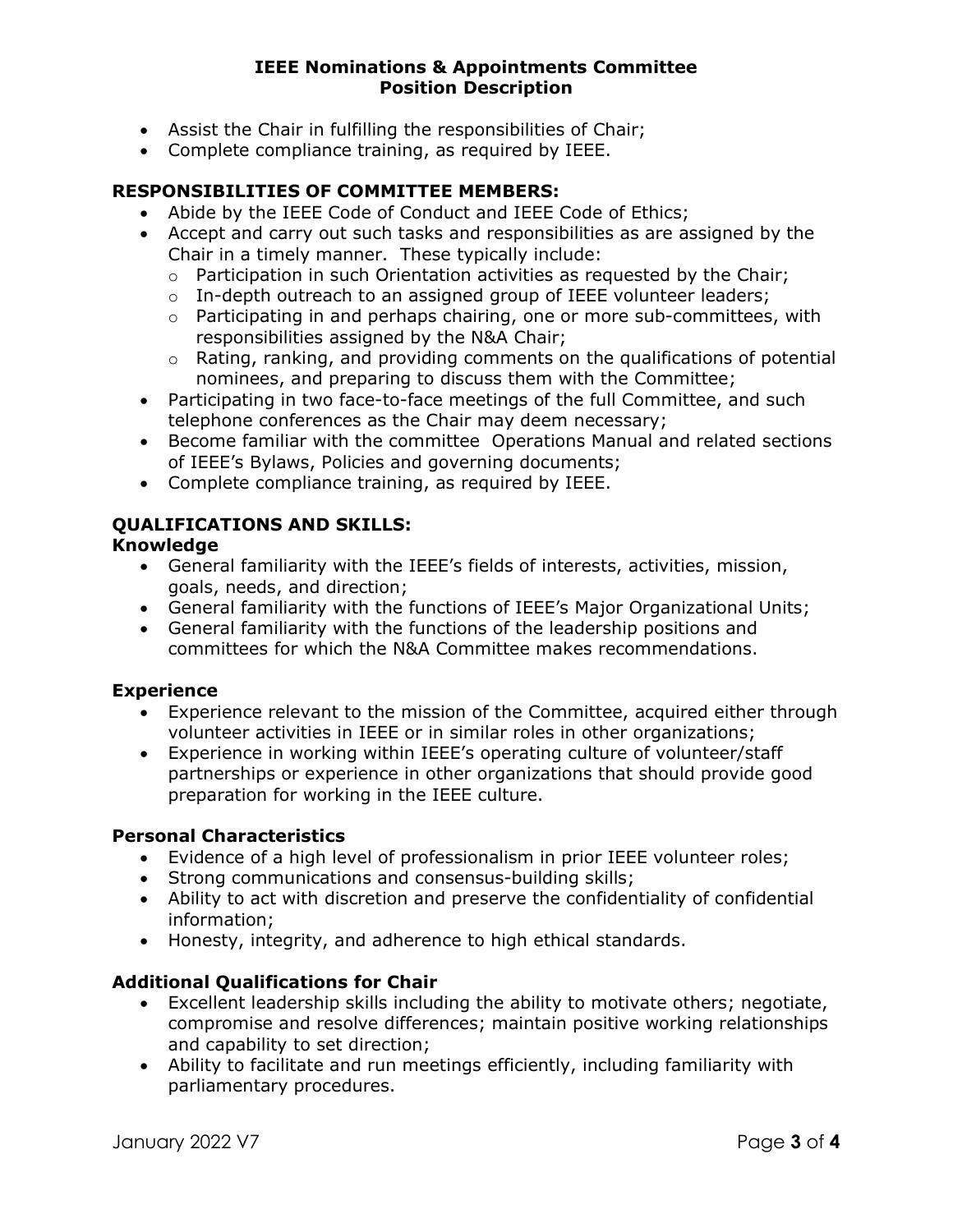- Assist the Chair in fulfilling the responsibilities of Chair;
- Complete compliance training, as required by IEEE.

## RESPONSIBILITIES OF COMMITTEE MEMBERS:

- Abide by the IEEE Code of Conduct and IEEE Code of Ethics;
- Accept and carry out such tasks and responsibilities as are assigned by the Chair in a timely manner. These typically include:
  - Participation in such Orientation activities as requested by the Chair;
  - In-depth outreach to an assigned group of IEEE volunteer leaders;
  - Participating in and perhaps chairing, one or more sub-committees, with responsibilities assigned by the N&A Chair;
  - Rating, ranking, and providing comments on the qualifications of potential nominees, and preparing to discuss them with the Committee;
- Participating in two face-to-face meetings of the full Committee, and such telephone conferences as the Chair may deem necessary;
- Become familiar with the committee Operations Manual and related sections of IEEE's Bylaws, Policies and governing documents;
- Complete compliance training, as required by IEEE.

## QUALIFICATIONS AND SKILLS:

### Knowledge

- General familiarity with the IEEE's fields of interests, activities, mission, goals, needs, and direction;
- General familiarity with the functions of IEEE's Major Organizational Units;
- General familiarity with the functions of the leadership positions and committees for which the N&A Committee makes recommendations.

### Experience

- Experience relevant to the mission of the Committee, acquired either through volunteer activities in IEEE or in similar roles in other organizations;
- Experience in working within IEEE's operating culture of volunteer/staff partnerships or experience in other organizations that should provide good preparation for working in the IEEE culture.

### Personal Characteristics

- Evidence of a high level of professionalism in prior IEEE volunteer roles;
- Strong communications and consensus-building skills;
- Ability to act with discretion and preserve the confidentiality of confidential information;
- Honesty, integrity, and adherence to high ethical standards.

### Additional Qualifications for Chair

- Excellent leadership skills including the ability to motivate others; negotiate, compromise and resolve differences; maintain positive working relationships and capability to set direction;
- Ability to facilitate and run meetings efficiently, including familiarity with parliamentary procedures.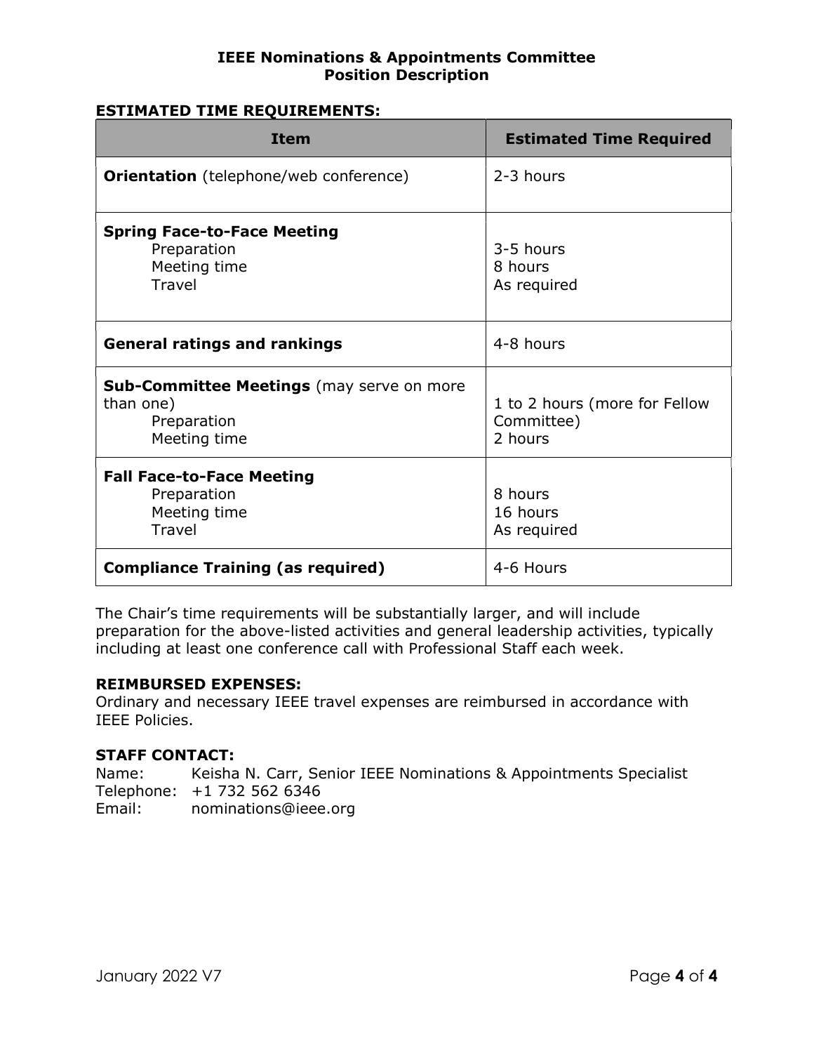**ESTIMATED TIME REQUIREMENTS:**

| Item | Estimated Time Required |
| --- | --- |
| **Orientation** (telephone/web conference) | 2-3 hours |
| **Spring Face-to-Face Meeting**<br>Preparation<br>Meeting time<br>Travel | <br>3-5 hours<br>8 hours<br>As required |
| **General ratings and rankings** | 4-8 hours |
| **Sub-Committee Meetings** (may serve on more than one)<br>Preparation<br>Meeting time | <br>1 to 2 hours (more for Fellow Committee)<br>2 hours |
| **Fall Face-to-Face Meeting**<br>Preparation<br>Meeting time<br>Travel | <br>8 hours<br>16 hours<br>As required |
| **Compliance Training (as required)** | 4-6 Hours |

The Chair's time requirements will be substantially larger, and will include preparation for the above-listed activities and general leadership activities, typically including at least one conference call with Professional Staff each week.

**REIMBURSED EXPENSES:**
Ordinary and necessary IEEE travel expenses are reimbursed in accordance with IEEE Policies.

**STAFF CONTACT:**
Name: Keisha N. Carr, Senior IEEE Nominations & Appointments Specialist
Telephone: +1 732 562 6346
Email: nominations@ieee.org